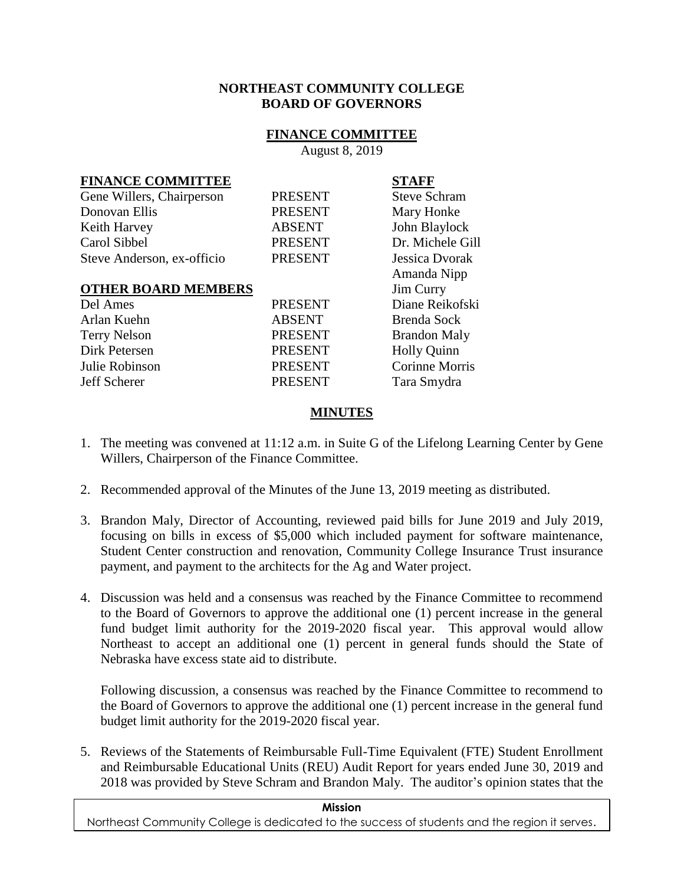**NORTHEAST COMMUNITY COLLEGE**
**BOARD OF GOVERNORS**

**FINANCE COMMITTEE**

August 8, 2019

| **FINANCE COMMITTEE** | | **STAFF** |
|---|---|---|
| Gene Willers, Chairperson | PRESENT | Steve Schram |
| Donovan Ellis | PRESENT | Mary Honke |
| Keith Harvey | ABSENT | John Blaylock |
| Carol Sibbel | PRESENT | Dr. Michele Gill |
| Steve Anderson, ex-officio | PRESENT | Jessica Dvorak |
| | | Amanda Nipp |
| **OTHER BOARD MEMBERS** | | Jim Curry |
| Del Ames | PRESENT | Diane Reikofski |
| Arlan Kuehn | ABSENT | Brenda Sock |
| Terry Nelson | PRESENT | Brandon Maly |
| Dirk Petersen | PRESENT | Holly Quinn |
| Julie Robinson | PRESENT | Corinne Morris |
| Jeff Scherer | PRESENT | Tara Smydra |

**MINUTES**

1. The meeting was convened at 11:12 a.m. in Suite G of the Lifelong Learning Center by Gene Willers, Chairperson of the Finance Committee.

2. Recommended approval of the Minutes of the June 13, 2019 meeting as distributed.

3. Brandon Maly, Director of Accounting, reviewed paid bills for June 2019 and July 2019, focusing on bills in excess of $5,000 which included payment for software maintenance, Student Center construction and renovation, Community College Insurance Trust insurance payment, and payment to the architects for the Ag and Water project.

4. Discussion was held and a consensus was reached by the Finance Committee to recommend to the Board of Governors to approve the additional one (1) percent increase in the general fund budget limit authority for the 2019-2020 fiscal year. This approval would allow Northeast to accept an additional one (1) percent in general funds should the State of Nebraska have excess state aid to distribute.

   Following discussion, a consensus was reached by the Finance Committee to recommend to the Board of Governors to approve the additional one (1) percent increase in the general fund budget limit authority for the 2019-2020 fiscal year.

5. Reviews of the Statements of Reimbursable Full-Time Equivalent (FTE) Student Enrollment and Reimbursable Educational Units (REU) Audit Report for years ended June 30, 2019 and 2018 was provided by Steve Schram and Brandon Maly. The auditor's opinion states that the

**Mission**
Northeast Community College is dedicated to the success of students and the region it serves.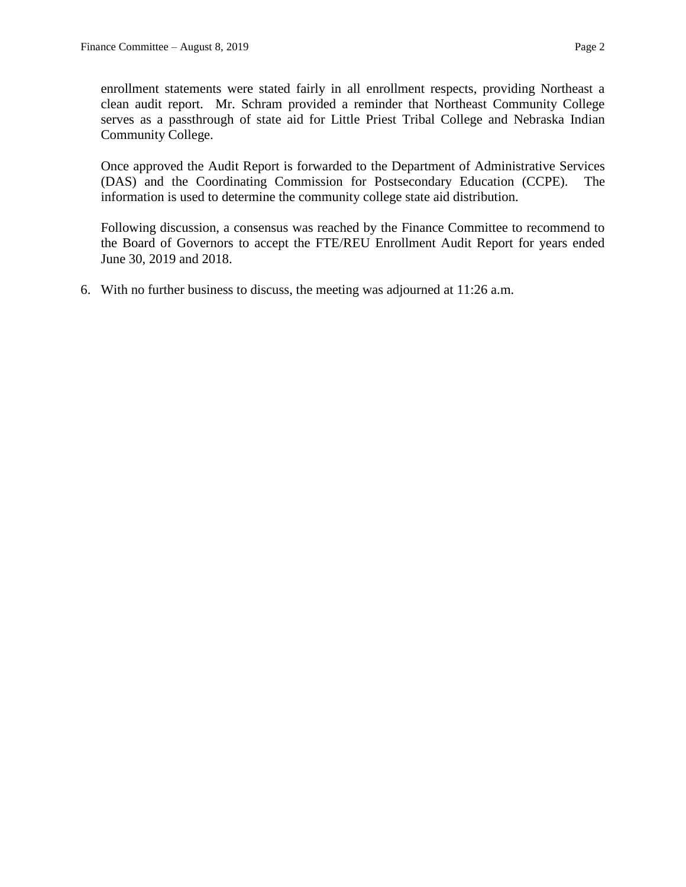enrollment statements were stated fairly in all enrollment respects, providing Northeast a clean audit report. Mr. Schram provided a reminder that Northeast Community College serves as a passthrough of state aid for Little Priest Tribal College and Nebraska Indian Community College.

Once approved the Audit Report is forwarded to the Department of Administrative Services (DAS) and the Coordinating Commission for Postsecondary Education (CCPE). The information is used to determine the community college state aid distribution.

Following discussion, a consensus was reached by the Finance Committee to recommend to the Board of Governors to accept the FTE/REU Enrollment Audit Report for years ended June 30, 2019 and 2018.

6. With no further business to discuss, the meeting was adjourned at 11:26 a.m.